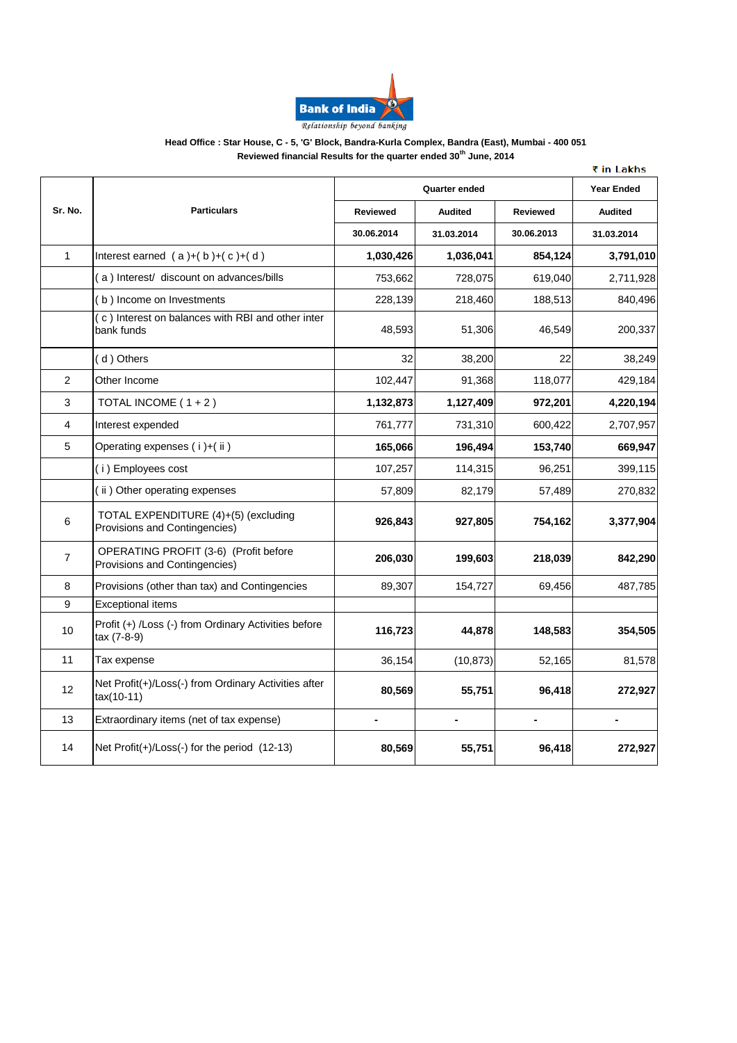**Bank of India**

*Relationship beyond banking*

**Head Office : Star House, C - 5, 'G' Block, Bandra-Kurla Complex, Bandra (East), Mumbai - 400 051**

**Reviewed financial Results for the quarter ended 30th June, 2014**

₹ in Lakhs

| Sr. No. | Particulars | Quarter ended | | | Year Ended |
|---|---|---|---|---|---|
| | | Reviewed | Audited | Reviewed | Audited |
| | | 30.06.2014 | 31.03.2014 | 30.06.2013 | 31.03.2014 |
| 1 | Interest earned ( a )+( b )+( c )+( d ) | **1,030,426** | **1,036,041** | **854,124** | **3,791,010** |
| | ( a ) Interest/ discount on advances/bills | 753,662 | 728,075 | 619,040 | 2,711,928 |
| | ( b ) Income on Investments | 228,139 | 218,460 | 188,513 | 840,496 |
| | ( c ) Interest on balances with RBI and other inter bank funds | 48,593 | 51,306 | 46,549 | 200,337 |
| | ( d ) Others | 32 | 38,200 | 22 | 38,249 |
| 2 | Other Income | 102,447 | 91,368 | 118,077 | 429,184 |
| 3 | TOTAL INCOME ( 1 + 2 ) | **1,132,873** | **1,127,409** | **972,201** | **4,220,194** |
| 4 | Interest expended | 761,777 | 731,310 | 600,422 | 2,707,957 |
| 5 | Operating expenses ( i )+( ii ) | **165,066** | **196,494** | **153,740** | **669,947** |
| | ( i ) Employees cost | 107,257 | 114,315 | 96,251 | 399,115 |
| | ( ii ) Other operating expenses | 57,809 | 82,179 | 57,489 | 270,832 |
| 6 | TOTAL EXPENDITURE (4)+(5) (excluding Provisions and Contingencies) | **926,843** | **927,805** | **754,162** | **3,377,904** |
| 7 | OPERATING PROFIT (3-6) (Profit before Provisions and Contingencies) | **206,030** | **199,603** | **218,039** | **842,290** |
| 8 | Provisions (other than tax) and Contingencies | 89,307 | 154,727 | 69,456 | 487,785 |
| 9 | Exceptional items | | | | |
| 10 | Profit (+) /Loss (-) from Ordinary Activities before tax (7-8-9) | **116,723** | **44,878** | **148,583** | **354,505** |
| 11 | Tax expense | 36,154 | (10,873) | 52,165 | 81,578 |
| 12 | Net Profit(+)/Loss(-) from Ordinary Activities after tax(10-11) | **80,569** | **55,751** | **96,418** | **272,927** |
| 13 | Extraordinary items (net of tax expense) | - | - | - | - |
| 14 | Net Profit(+)/Loss(-) for the period (12-13) | **80,569** | **55,751** | **96,418** | **272,927** |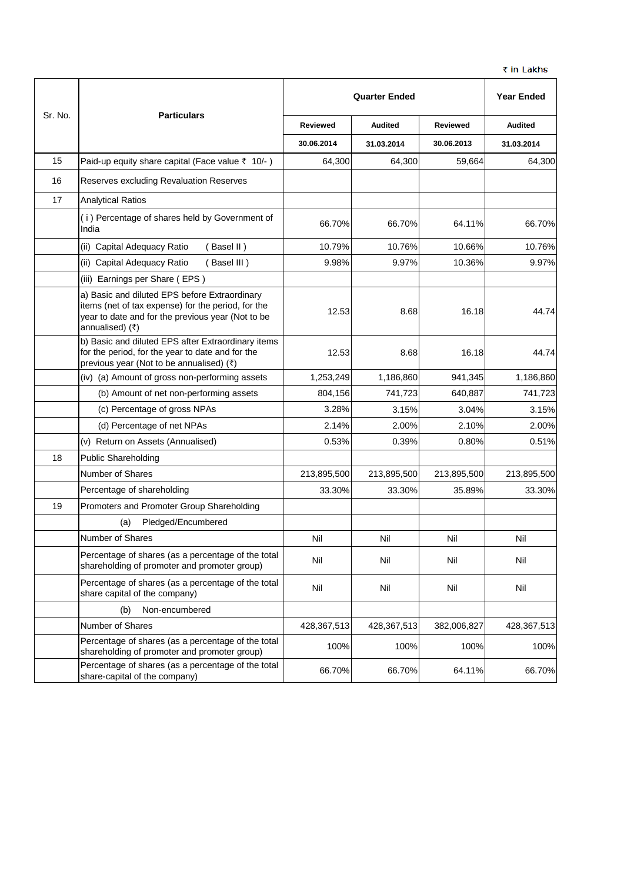₹ in Lakhs

| Sr. No. | Particulars | Quarter Ended | | | Year Ended |
|---|---|---|---|---|---|
| | | Reviewed | Audited | Reviewed | Audited |
| | | 30.06.2014 | 31.03.2014 | 30.06.2013 | 31.03.2014 |
| 15 | Paid-up equity share capital (Face value ₹ 10/- ) | 64,300 | 64,300 | 59,664 | 64,300 |
| 16 | Reserves excluding Revaluation Reserves | | | | |
| 17 | Analytical Ratios | | | | |
| | ( i ) Percentage of shares held by Government of India | 66.70% | 66.70% | 64.11% | 66.70% |
| | (ii) Capital Adequacy Ratio ( Basel II ) | 10.79% | 10.76% | 10.66% | 10.76% |
| | (ii) Capital Adequacy Ratio ( Basel III ) | 9.98% | 9.97% | 10.36% | 9.97% |
| | (iii) Earnings per Share ( EPS ) | | | | |
| | a) Basic and diluted EPS before Extraordinary items (net of tax expense) for the period, for the year to date and for the previous year (Not to be annualised) (₹) | 12.53 | 8.68 | 16.18 | 44.74 |
| | b) Basic and diluted EPS after Extraordinary items for the period, for the year to date and for the previous year (Not to be annualised) (₹) | 12.53 | 8.68 | 16.18 | 44.74 |
| | (iv) (a) Amount of gross non-performing assets | 1,253,249 | 1,186,860 | 941,345 | 1,186,860 |
| | (b) Amount of net non-performing assets | 804,156 | 741,723 | 640,887 | 741,723 |
| | (c) Percentage of gross NPAs | 3.28% | 3.15% | 3.04% | 3.15% |
| | (d) Percentage of net NPAs | 2.14% | 2.00% | 2.10% | 2.00% |
| | (v) Return on Assets (Annualised) | 0.53% | 0.39% | 0.80% | 0.51% |
| 18 | Public Shareholding | | | | |
| | Number of Shares | 213,895,500 | 213,895,500 | 213,895,500 | 213,895,500 |
| | Percentage of shareholding | 33.30% | 33.30% | 35.89% | 33.30% |
| 19 | Promoters and Promoter Group Shareholding | | | | |
| | (a) Pledged/Encumbered | | | | |
| | Number of Shares | Nil | Nil | Nil | Nil |
| | Percentage of shares (as a percentage of the total shareholding of promoter and promoter group) | Nil | Nil | Nil | Nil |
| | Percentage of shares (as a percentage of the total share capital of the company) | Nil | Nil | Nil | Nil |
| | (b) Non-encumbered | | | | |
| | Number of Shares | 428,367,513 | 428,367,513 | 382,006,827 | 428,367,513 |
| | Percentage of shares (as a percentage of the total shareholding of promoter and promoter group) | 100% | 100% | 100% | 100% |
| | Percentage of shares (as a percentage of the total share-capital of the company) | 66.70% | 66.70% | 64.11% | 66.70% |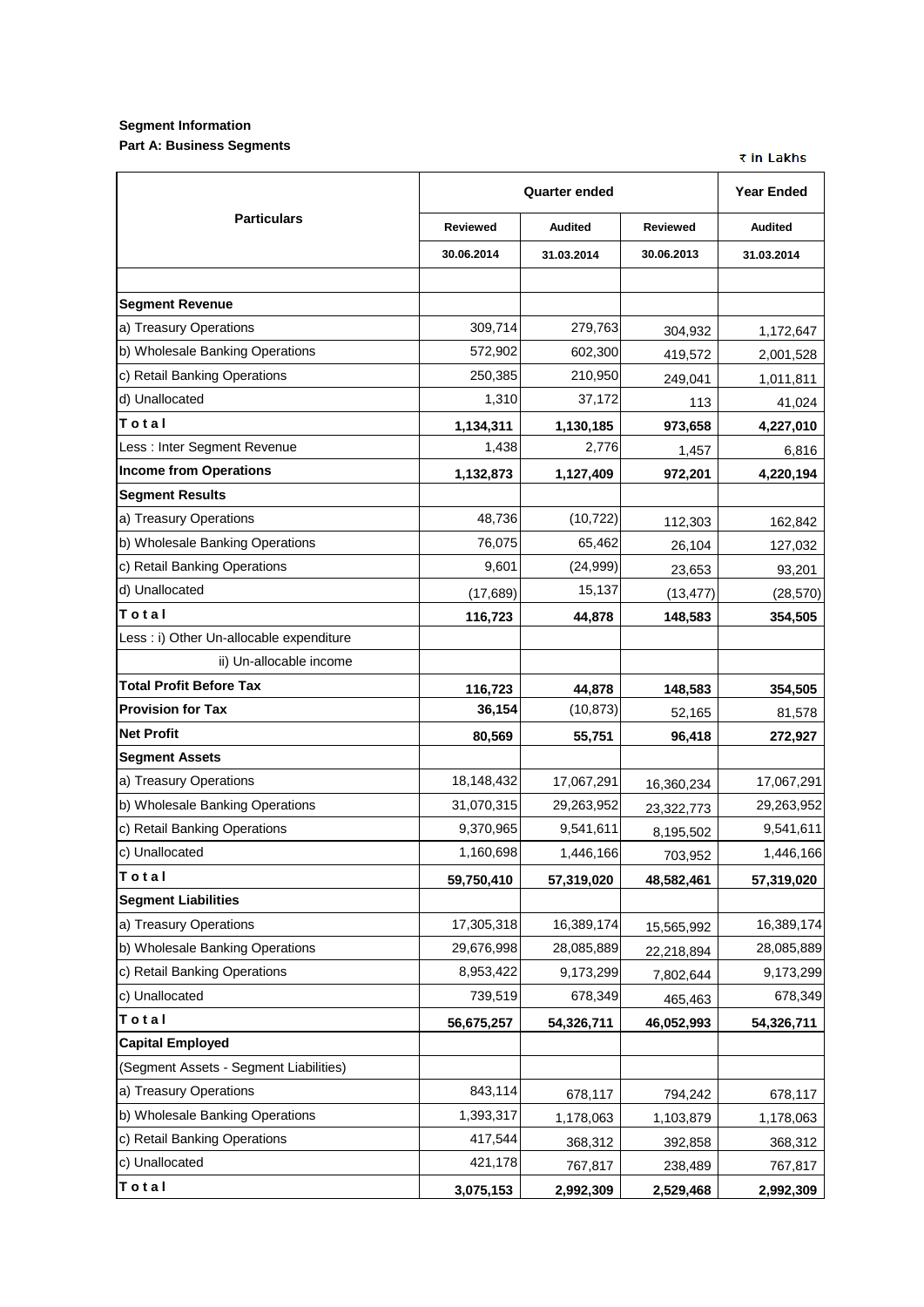**Segment Information**

**Part A: Business Segments**

₹ in Lakhs

| Particulars | Quarter ended | | | Year Ended |
|---|---|---|---|---|
| | Reviewed | Audited | Reviewed | Audited |
| | 30.06.2014 | 31.03.2014 | 30.06.2013 | 31.03.2014 |
| | | | | |
| **Segment Revenue** | | | | |
| a) Treasury Operations | 309,714 | 279,763 | 304,932 | 1,172,647 |
| b) Wholesale Banking Operations | 572,902 | 602,300 | 419,572 | 2,001,528 |
| c) Retail Banking Operations | 250,385 | 210,950 | 249,041 | 1,011,811 |
| d) Unallocated | 1,310 | 37,172 | 113 | 41,024 |
| **T o t a l** | **1,134,311** | **1,130,185** | **973,658** | **4,227,010** |
| Less : Inter Segment Revenue | 1,438 | 2,776 | 1,457 | 6,816 |
| **Income from Operations** | **1,132,873** | **1,127,409** | **972,201** | **4,220,194** |
| **Segment Results** | | | | |
| a) Treasury Operations | 48,736 | (10,722) | 112,303 | 162,842 |
| b) Wholesale Banking Operations | 76,075 | 65,462 | 26,104 | 127,032 |
| c) Retail Banking Operations | 9,601 | (24,999) | 23,653 | 93,201 |
| d) Unallocated | (17,689) | 15,137 | (13,477) | (28,570) |
| **T o t a l** | **116,723** | **44,878** | **148,583** | **354,505** |
| Less : i) Other Un-allocable expenditure | | | | |
| ii) Un-allocable income | | | | |
| **Total Profit Before Tax** | **116,723** | **44,878** | **148,583** | **354,505** |
| **Provision for Tax** | **36,154** | (10,873) | 52,165 | 81,578 |
| **Net Profit** | **80,569** | **55,751** | **96,418** | **272,927** |
| **Segment Assets** | | | | |
| a) Treasury Operations | 18,148,432 | 17,067,291 | 16,360,234 | 17,067,291 |
| b) Wholesale Banking Operations | 31,070,315 | 29,263,952 | 23,322,773 | 29,263,952 |
| c) Retail Banking Operations | 9,370,965 | 9,541,611 | 8,195,502 | 9,541,611 |
| c) Unallocated | 1,160,698 | 1,446,166 | 703,952 | 1,446,166 |
| **T o t a l** | **59,750,410** | **57,319,020** | **48,582,461** | **57,319,020** |
| **Segment Liabilities** | | | | |
| a) Treasury Operations | 17,305,318 | 16,389,174 | 15,565,992 | 16,389,174 |
| b) Wholesale Banking Operations | 29,676,998 | 28,085,889 | 22,218,894 | 28,085,889 |
| c) Retail Banking Operations | 8,953,422 | 9,173,299 | 7,802,644 | 9,173,299 |
| c) Unallocated | 739,519 | 678,349 | 465,463 | 678,349 |
| **T o t a l** | **56,675,257** | **54,326,711** | **46,052,993** | **54,326,711** |
| **Capital Employed** | | | | |
| (Segment Assets - Segment Liabilities) | | | | |
| a) Treasury Operations | 843,114 | 678,117 | 794,242 | 678,117 |
| b) Wholesale Banking Operations | 1,393,317 | 1,178,063 | 1,103,879 | 1,178,063 |
| c) Retail Banking Operations | 417,544 | 368,312 | 392,858 | 368,312 |
| c) Unallocated | 421,178 | 767,817 | 238,489 | 767,817 |
| **T o t a l** | **3,075,153** | **2,992,309** | **2,529,468** | **2,992,309** |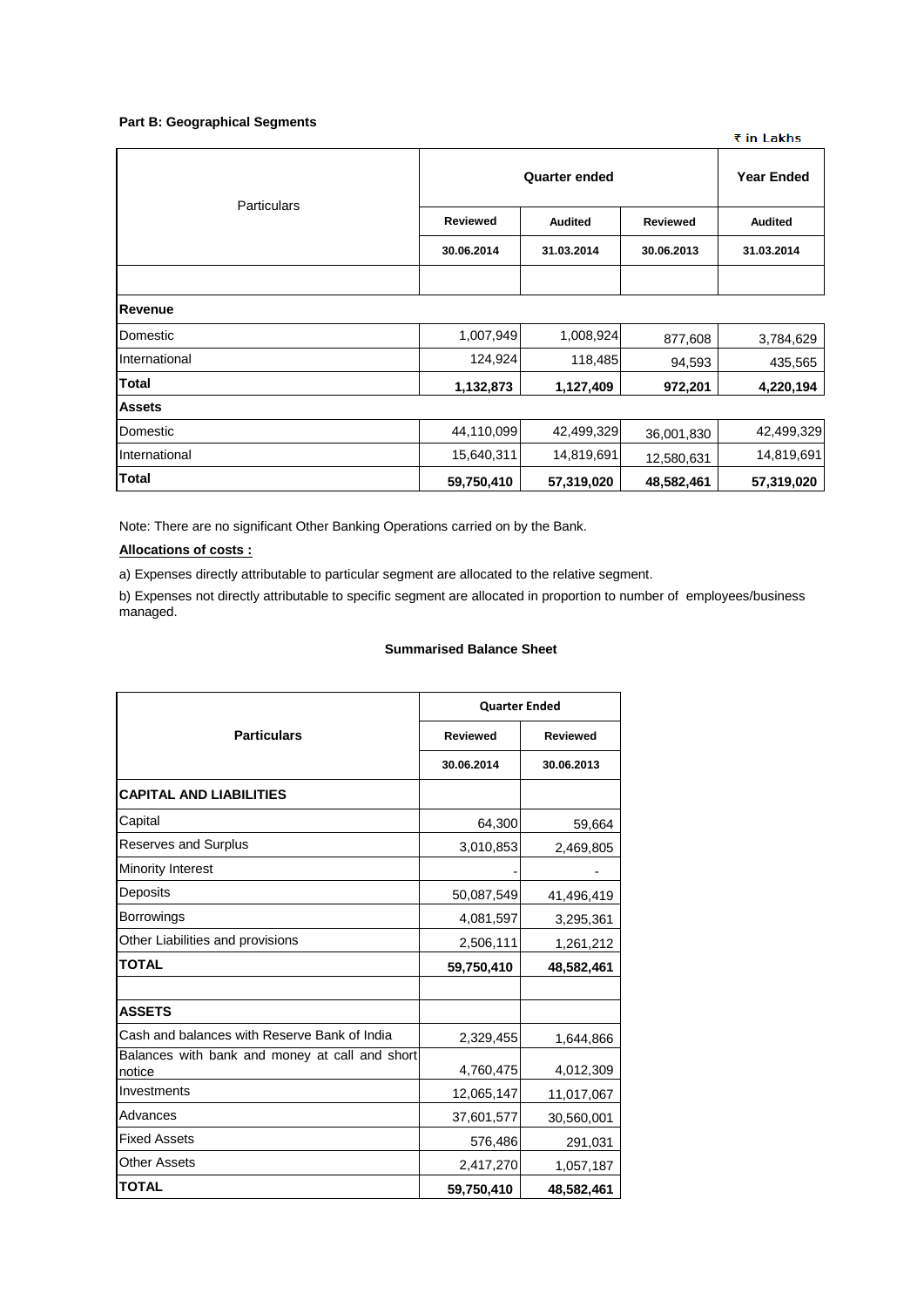**Part B: Geographical Segments**

₹ in Lakhs

| Particulars | Quarter ended | | | Year Ended |
|---|---|---|---|---|
| | Reviewed | Audited | Reviewed | Audited |
| | 30.06.2014 | 31.03.2014 | 30.06.2013 | 31.03.2014 |
| | | | | |
| **Revenue** | | | | |
| Domestic | 1,007,949 | 1,008,924 | 877,608 | 3,784,629 |
| International | 124,924 | 118,485 | 94,593 | 435,565 |
| **Total** | **1,132,873** | **1,127,409** | **972,201** | **4,220,194** |
| **Assets** | | | | |
| Domestic | 44,110,099 | 42,499,329 | 36,001,830 | 42,499,329 |
| International | 15,640,311 | 14,819,691 | 12,580,631 | 14,819,691 |
| **Total** | **59,750,410** | **57,319,020** | **48,582,461** | **57,319,020** |

Note: There are no significant Other Banking Operations carried on by the Bank.

**Allocations of costs :**

a) Expenses directly attributable to particular segment are allocated to the relative segment.

b) Expenses not directly attributable to specific segment are allocated in proportion to number of employees/business managed.

**Summarised Balance Sheet**

| Particulars | Quarter Ended | |
|---|---|---|
| | Reviewed | Reviewed |
| | 30.06.2014 | 30.06.2013 |
| **CAPITAL AND LIABILITIES** | | |
| Capital | 64,300 | 59,664 |
| Reserves and Surplus | 3,010,853 | 2,469,805 |
| Minority Interest | - | - |
| Deposits | 50,087,549 | 41,496,419 |
| Borrowings | 4,081,597 | 3,295,361 |
| Other Liabilities and provisions | 2,506,111 | 1,261,212 |
| **TOTAL** | **59,750,410** | **48,582,461** |
| | | |
| **ASSETS** | | |
| Cash and balances with Reserve Bank of India | 2,329,455 | 1,644,866 |
| Balances with bank and money at call and short notice | 4,760,475 | 4,012,309 |
| Investments | 12,065,147 | 11,017,067 |
| Advances | 37,601,577 | 30,560,001 |
| Fixed Assets | 576,486 | 291,031 |
| Other Assets | 2,417,270 | 1,057,187 |
| **TOTAL** | **59,750,410** | **48,582,461** |